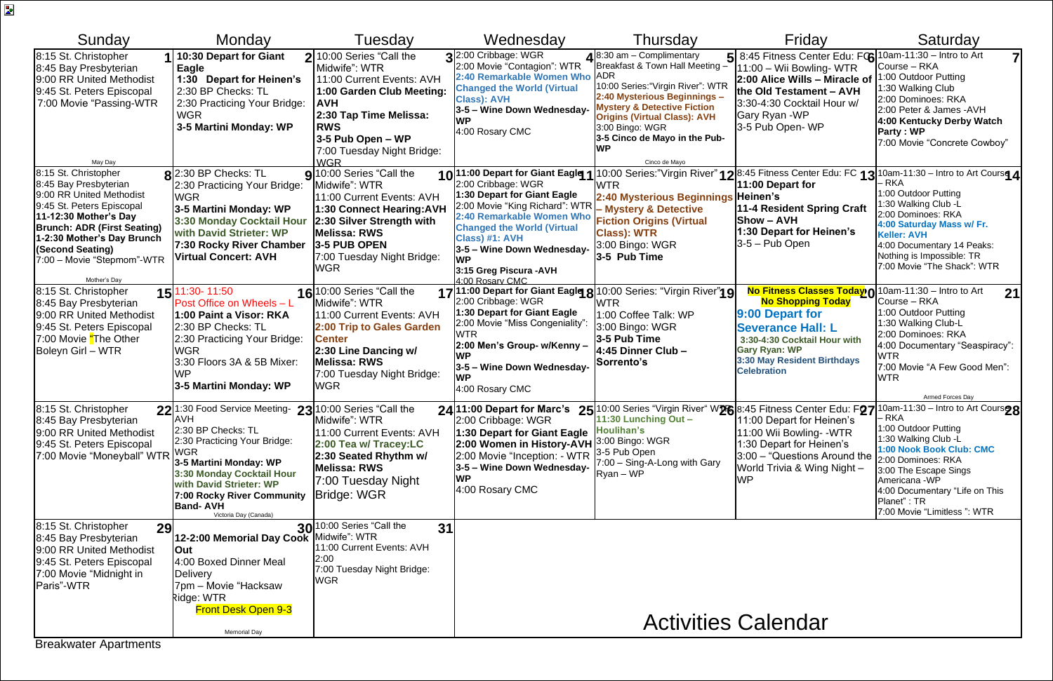# Activities Calendar

| Sunday | Monday | Tuesday | Wednesday | Thursday | Friday | Saturday |
|---|---|---|---|---|---|---|
| **1** 8:15 St. Christopher<br>8:45 Bay Presbyterian<br>9:00 RR United Methodist<br>9:45 St. Peters Episcopal<br>7:00 Movie "Passing-WTR<br>May Day | **2** **10:30 Depart for Giant Eagle**<br>**1:30 Depart for Heinen's**<br>2:30 BP Checks: TL<br>2:30 Practicing Your Bridge: WGR<br>**3-5 Martini Monday: WP** | **3** 10:00 Series "Call the Midwife": WTR<br>11:00 Current Events: AVH<br>**1:00 Garden Club Meeting: AVH**<br>**2:30 Tap Time Melissa: RWS**<br>**3-5 Pub Open – WP**<br>7:00 Tuesday Night Bridge: WGR | **4** 2:00 Cribbage: WGR<br>2:00 Movie "Contagion": WTR<br>**2:40 Remarkable Women Who Changed the World (Virtual Class): AVH**<br>**3-5 – Wine Down Wednesday-WP**<br>4:00 Rosary CMC | **5** 8:30 am – Complimentary Breakfast & Town Hall Meeting – ADR<br>10:00 Series:"Virgin River": WTR<br>**2:40 Mysterious Beginnings – Mystery & Detective Fiction Origins (Virtual Class): AVH**<br>3:00 Bingo: WGR<br>**3-5 Cinco de Mayo in the Pub-WP**<br>Cinco de Mayo | **6** 8:45 Fitness Center Edu: FC<br>11:00 – Wii Bowling- WTR<br>**2:00 Alice Wills – Miracle of the Old Testament – AVH**<br>3:30-4:30 Cocktail Hour w/ Gary Ryan -WP<br>3-5 Pub Open- WP | **7** 10am-11:30 – Intro to Art Course – RKA<br>1:00 Outdoor Putting<br>1:30 Walking Club<br>2:00 Dominoes: RKA<br>2:00 Peter & James -AVH<br>**4:00 Kentucky Derby Watch Party : WP**<br>7:00 Movie "Concrete Cowboy" |
| **8** 8:15 St. Christopher<br>8:45 Bay Presbyterian<br>9:00 RR United Methodist<br>9:45 St. Peters Episcopal<br>**11-12:30 Mother's Day Brunch: ADR (First Seating)**<br>**1-2:30 Mother's Day Brunch (Second Seating)**<br>7:00 – Movie "Stepmom"-WTR<br>Mother's Day | **9** 2:30 BP Checks: TL<br>2:30 Practicing Your Bridge: WGR<br>**3-5 Martini Monday: WP**<br>**3:30 Monday Cocktail Hour with David Strieter: WP**<br>**7:30 Rocky River Chamber Virtual Concert: AVH** | **10** 10:00 Series "Call the Midwife": WTR<br>11:00 Current Events: AVH<br>**1:30 Connect Hearing:AVH**<br>**2:30 Silver Strength with Melissa: RWS**<br>**3-5 PUB OPEN**<br>7:00 Tuesday Night Bridge: WGR | **11** **11:00 Depart for Giant Eagle**<br>2:00 Cribbage: WGR<br>**1:30 Depart for Giant Eagle**<br>2:00 Movie "King Richard": WTR<br>**2:40 Remarkable Women Who Changed the World (Virtual Class) #1: AVH**<br>**3-5 – Wine Down Wednesday-WP**<br>**3:15 Greg Piscura -AVH**<br>4:00 Rosary CMC | **12** 10:00 Series:"Virgin River" WTR<br>**2:40 Mysterious Beginnings – Mystery & Detective Fiction Origins (Virtual Class): WTR**<br>3:00 Bingo: WGR<br>**3-5 Pub Time** | **13** 8:45 Fitness Center Edu: FC<br>**11:00 Depart for Heinen's**<br>**11-4 Resident Spring Craft Show – AVH**<br>**1:30 Depart for Heinen's**<br>3-5 – Pub Open | **14** 10am-11:30 – Intro to Art Course – RKA<br>1:00 Outdoor Putting<br>1:30 Walking Club -L<br>2:00 Dominoes: RKA<br>**4:00 Saturday Mass w/ Fr. Keller: AVH**<br>4:00 Documentary 14 Peaks: Nothing is Impossible: TR<br>7:00 Movie "The Shack": WTR |
| **15** 8:15 St. Christopher<br>8:45 Bay Presbyterian<br>9:00 RR United Methodist<br>9:45 St. Peters Episcopal<br>7:00 Movie "The Other Boleyn Girl – WTR | **16** 11:30- 11:50 Post Office on Wheels – L<br>**1:00 Paint a Visor: RKA**<br>2:30 BP Checks: TL<br>2:30 Practicing Your Bridge: WGR<br>3:30 Floors 3A & 5B Mixer: WP<br>**3-5 Martini Monday: WP** | **17** 10:00 Series "Call the Midwife": WTR<br>11:00 Current Events: AVH<br>**2:00 Trip to Gales Garden Center**<br>**2:30 Line Dancing w/ Melissa: RWS**<br>7:00 Tuesday Night Bridge: WGR | **18** **11:00 Depart for Giant Eagle**<br>2:00 Cribbage: WGR<br>**1:30 Depart for Giant Eagle**<br>2:00 Movie "Miss Congeniality": WTR<br>**2:00 Men's Group- w/Kenny – WP**<br>**3-5 – Wine Down Wednesday-WP**<br>4:00 Rosary CMC | **19** 10:00 Series: "Virgin River" WTR<br>1:00 Coffee Talk: WP<br>3:00 Bingo: WGR<br>**3-5 Pub Time**<br>**4:45 Dinner Club – Sorrento's** | **20** **No Fitness Classes Today**<br>**No Shopping Today**<br>**9:00 Depart for Severance Hall: L**<br>**3:30-4:30 Cocktail Hour with Gary Ryan: WP**<br>**3:30 May Resident Birthdays Celebration** | **21** 10am-11:30 – Intro to Art Course – RKA<br>1:00 Outdoor Putting<br>1:30 Walking Club-L<br>2:00 Dominoes: RKA<br>4:00 Documentary "Seaspiracy": WTR<br>7:00 Movie "A Few Good Men": WTR<br>Armed Forces Day |
| **22** 8:15 St. Christopher<br>8:45 Bay Presbyterian<br>9:00 RR United Methodist<br>9:45 St. Peters Episcopal<br>7:00 Movie "Moneyball" WTR | **23** 1:30 Food Service Meeting- AVH<br>2:30 BP Checks: TL<br>2:30 Practicing Your Bridge: WGR<br>**3-5 Martini Monday: WP**<br>**3:30 Monday Cocktail Hour with David Strieter: WP**<br>**7:00 Rocky River Community Band- AVH**<br>Victoria Day (Canada) | **24** 10:00 Series "Call the Midwife": WTR<br>11:00 Current Events: AVH<br>**2:00 Tea w/ Tracey:LC**<br>**2:30 Seated Rhythm w/ Melissa: RWS**<br>7:00 Tuesday Night Bridge: WGR | **25** **11:00 Depart for Marc's**<br>2:00 Cribbage: WGR<br>**1:30 Depart for Giant Eagle**<br>**2:00 Women in History-AVH**<br>2:00 Movie "Inception: - WTR<br>**3-5 – Wine Down Wednesday-WP**<br>4:00 Rosary CMC | **26** 10:00 Series "Virgin River" WTR<br>**11:30 Lunching Out – Houlihan's**<br>3:00 Bingo: WGR<br>3-5 Pub Open<br>7:00 – Sing-A-Long with Gary Ryan – WP | **27** 8:45 Fitness Center Edu: FC<br>11:00 Depart for Heinen's<br>11:00 Wii Bowling- -WTR<br>1:30 Depart for Heinen's<br>3:00 – "Questions Around the World Trivia & Wing Night – WP | **28** 10am-11:30 – Intro to Art Course – RKA<br>1:00 Outdoor Putting<br>1:30 Walking Club -L<br>**1:00 Nook Book Club: CMC**<br>2:00 Dominoes: RKA<br>3:00 The Escape Sings Americana -WP<br>4:00 Documentary "Life on This Planet" : TR<br>7:00 Movie "Limitless ": WTR |
| **29** 8:15 St. Christopher<br>8:45 Bay Presbyterian<br>9:00 RR United Methodist<br>9:45 St. Peters Episcopal<br>7:00 Movie "Midnight in Paris"-WTR | **30** **12-2:00 Memorial Day Cook Out**<br>4:00 Boxed Dinner Meal Delivery<br>7pm – Movie "Hacksaw Ridge: WTR<br>Front Desk Open 9-3<br>Memorial Day | **31** 10:00 Series "Call the Midwife": WTR<br>11:00 Current Events: AVH<br>2:00<br>7:00 Tuesday Night Bridge: WGR | | | | |

Breakwater Apartments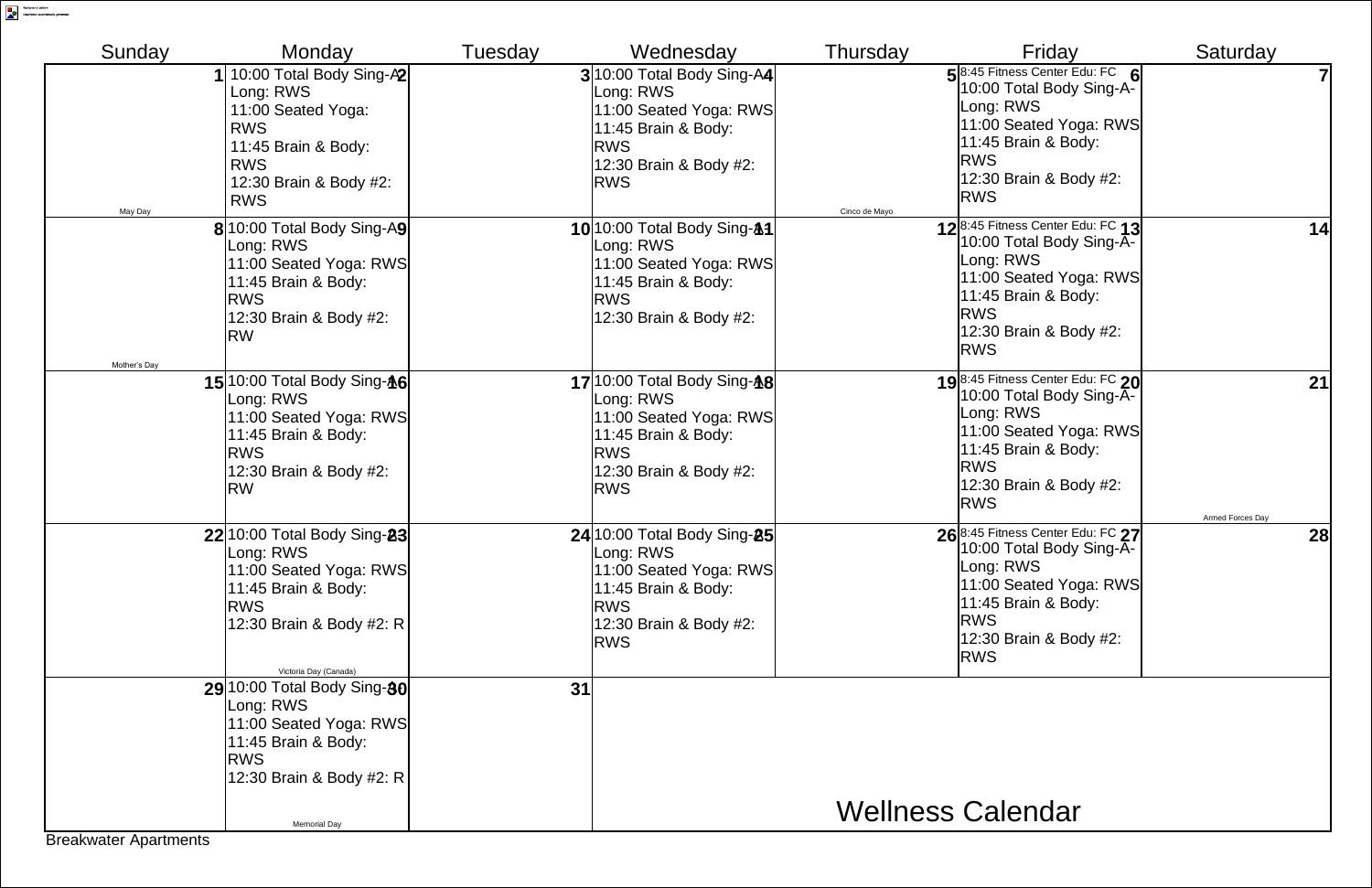| Sunday | Monday | Tuesday | Wednesday | Thursday | Friday | Saturday |
| --- | --- | --- | --- | --- | --- | --- |
| 1 May Day | 2 10:00 Total Body Sing-A-Long: RWS 11:00 Seated Yoga: RWS 11:45 Brain & Body: RWS 12:30 Brain & Body #2: RWS | 3 | 4 10:00 Total Body Sing-A-Long: RWS 11:00 Seated Yoga: RWS 11:45 Brain & Body: RWS 12:30 Brain & Body #2: RWS | 5 Cinco de Mayo | 6 8:45 Fitness Center Edu: FC 10:00 Total Body Sing-A-Long: RWS 11:00 Seated Yoga: RWS 11:45 Brain & Body: RWS 12:30 Brain & Body #2: RWS | 7 |
| 8 Mother's Day | 9 10:00 Total Body Sing-A-Long: RWS 11:00 Seated Yoga: RWS 11:45 Brain & Body: RWS 12:30 Brain & Body #2: RW | 10 | 11 10:00 Total Body Sing-A-Long: RWS 11:00 Seated Yoga: RWS 11:45 Brain & Body: RWS 12:30 Brain & Body #2: | 12 | 13 8:45 Fitness Center Edu: FC 10:00 Total Body Sing-A-Long: RWS 11:00 Seated Yoga: RWS 11:45 Brain & Body: RWS 12:30 Brain & Body #2: RWS | 14 |
| 15 | 16 10:00 Total Body Sing-A-Long: RWS 11:00 Seated Yoga: RWS 11:45 Brain & Body: RWS 12:30 Brain & Body #2: RW | 17 | 18 10:00 Total Body Sing-A-Long: RWS 11:00 Seated Yoga: RWS 11:45 Brain & Body: RWS 12:30 Brain & Body #2: RWS | 19 | 20 8:45 Fitness Center Edu: FC 10:00 Total Body Sing-A-Long: RWS 11:00 Seated Yoga: RWS 11:45 Brain & Body: RWS 12:30 Brain & Body #2: RWS | 21 Armed Forces Day |
| 22 | 23 10:00 Total Body Sing-A-Long: RWS 11:00 Seated Yoga: RWS 11:45 Brain & Body: RWS 12:30 Brain & Body #2: R Victoria Day (Canada) | 24 | 25 10:00 Total Body Sing-A-Long: RWS 11:00 Seated Yoga: RWS 11:45 Brain & Body: RWS 12:30 Brain & Body #2: RWS | 26 | 27 8:45 Fitness Center Edu: FC 10:00 Total Body Sing-A-Long: RWS 11:00 Seated Yoga: RWS 11:45 Brain & Body: RWS 12:30 Brain & Body #2: RWS | 28 |
| 29 | 30 10:00 Total Body Sing-A-Long: RWS 11:00 Seated Yoga: RWS 11:45 Brain & Body: RWS 12:30 Brain & Body #2: R Memorial Day | 31 | | | | |

# Wellness Calendar

Breakwater Apartments